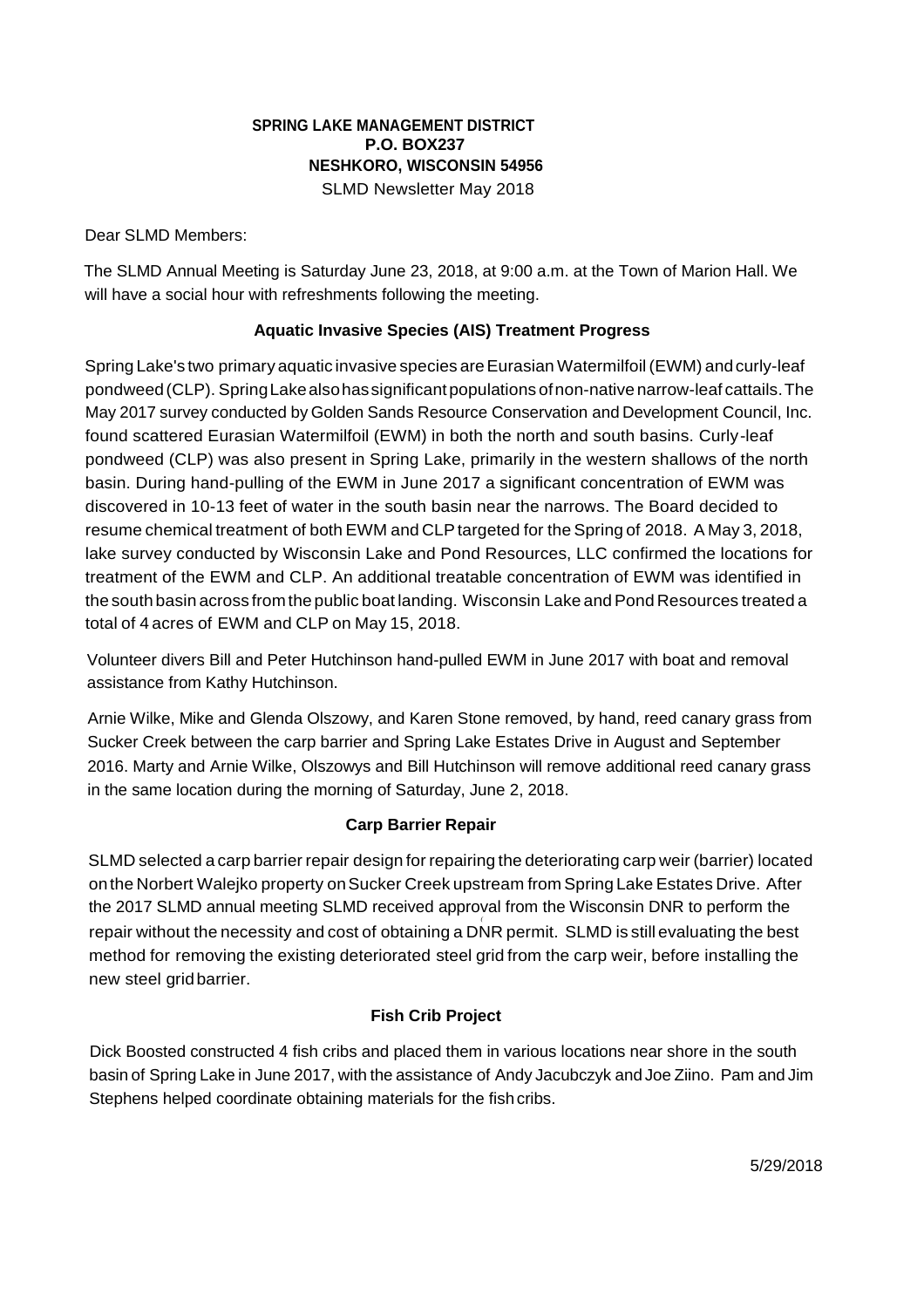**SPRING LAKE MANAGEMENT DISTRICT**
**P.O. BOX237**
**NESHKORO, WISCONSIN 54956**
SLMD Newsletter May 2018

Dear SLMD Members:

The SLMD Annual Meeting is Saturday June 23, 2018, at 9:00 a.m. at the Town of Marion Hall. We will have a social hour with refreshments following the meeting.

## Aquatic Invasive Species (AIS) Treatment Progress

Spring Lake's two primary aquatic invasive species are Eurasian Watermilfoil (EWM) and curly-leaf pondweed (CLP). Spring Lake also has significant populations of non-native narrow-leaf cattails. The May 2017 survey conducted by Golden Sands Resource Conservation and Development Council, Inc. found scattered Eurasian Watermilfoil (EWM) in both the north and south basins. Curly-leaf pondweed (CLP) was also present in Spring Lake, primarily in the western shallows of the north basin. During hand-pulling of the EWM in June 2017 a significant concentration of EWM was discovered in 10-13 feet of water in the south basin near the narrows. The Board decided to resume chemical treatment of both EWM and CLP targeted for the Spring of 2018. A May 3, 2018, lake survey conducted by Wisconsin Lake and Pond Resources, LLC confirmed the locations for treatment of the EWM and CLP. An additional treatable concentration of EWM was identified in the south basin across from the public boat landing. Wisconsin Lake and Pond Resources treated a total of 4 acres of EWM and CLP on May 15, 2018.

Volunteer divers Bill and Peter Hutchinson hand-pulled EWM in June 2017 with boat and removal assistance from Kathy Hutchinson.

Arnie Wilke, Mike and Glenda Olszowy, and Karen Stone removed, by hand, reed canary grass from Sucker Creek between the carp barrier and Spring Lake Estates Drive in August and September 2016. Marty and Arnie Wilke, Olszowys and Bill Hutchinson will remove additional reed canary grass in the same location during the morning of Saturday, June 2, 2018.

## Carp Barrier Repair

SLMD selected a carp barrier repair design for repairing the deteriorating carp weir (barrier) located on the Norbert Walejko property on Sucker Creek upstream from Spring Lake Estates Drive. After the 2017 SLMD annual meeting SLMD received approval from the Wisconsin DNR to perform the repair without the necessity and cost of obtaining a DNR permit. SLMD is still evaluating the best method for removing the existing deteriorated steel grid from the carp weir, before installing the new steel grid barrier.

## Fish Crib Project

Dick Boosted constructed 4 fish cribs and placed them in various locations near shore in the south basin of Spring Lake in June 2017, with the assistance of Andy Jacubczyk and Joe Ziino. Pam and Jim Stephens helped coordinate obtaining materials for the fish cribs.

5/29/2018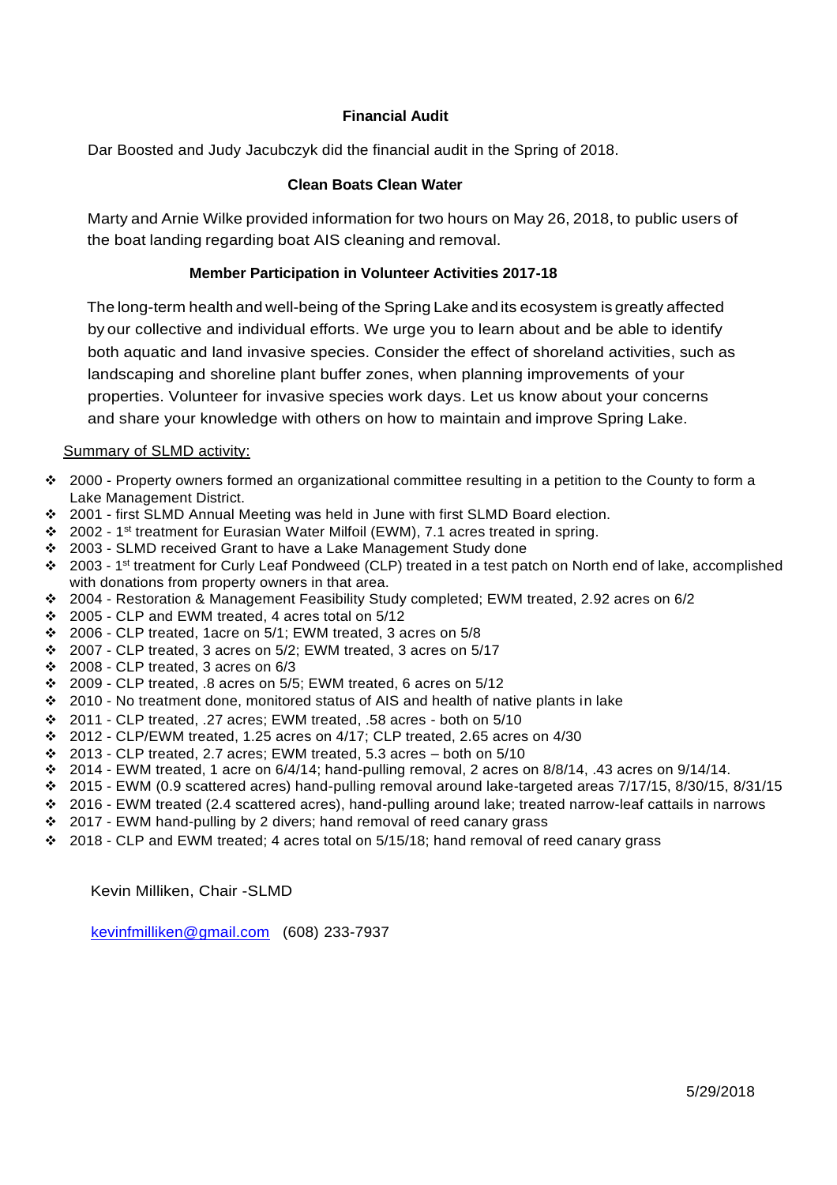**Financial Audit**

Dar Boosted and Judy Jacubczyk did the financial audit in the Spring of 2018.

**Clean Boats Clean Water**

Marty and Arnie Wilke provided information for two hours on May 26, 2018, to public users of the boat landing regarding boat AIS cleaning and removal.

**Member Participation in Volunteer Activities 2017-18**

The long-term health and well-being of the Spring Lake and its ecosystem is greatly affected by our collective and individual efforts. We urge you to learn about and be able to identify both aquatic and land invasive species. Consider the effect of shoreland activities, such as landscaping and shoreline plant buffer zones, when planning improvements of your properties. Volunteer for invasive species work days. Let us know about your concerns and share your knowledge with others on how to maintain and improve Spring Lake.

<u>Summary of SLMD activity:</u>

- 2000 - Property owners formed an organizational committee resulting in a petition to the County to form a Lake Management District.
- 2001 - first SLMD Annual Meeting was held in June with first SLMD Board election.
- 2002 - 1st treatment for Eurasian Water Milfoil (EWM), 7.1 acres treated in spring.
- 2003 - SLMD received Grant to have a Lake Management Study done
- 2003 - 1st treatment for Curly Leaf Pondweed (CLP) treated in a test patch on North end of lake, accomplished with donations from property owners in that area.
- 2004 - Restoration & Management Feasibility Study completed; EWM treated, 2.92 acres on 6/2
- 2005 - CLP and EWM treated, 4 acres total on 5/12
- 2006 - CLP treated, 1acre on 5/1; EWM treated, 3 acres on 5/8
- 2007 - CLP treated, 3 acres on 5/2; EWM treated, 3 acres on 5/17
- 2008 - CLP treated, 3 acres on 6/3
- 2009 - CLP treated, .8 acres on 5/5; EWM treated, 6 acres on 5/12
- 2010 - No treatment done, monitored status of AIS and health of native plants in lake
- 2011 - CLP treated, .27 acres; EWM treated, .58 acres - both on 5/10
- 2012 - CLP/EWM treated, 1.25 acres on 4/17; CLP treated, 2.65 acres on 4/30
- 2013 - CLP treated, 2.7 acres; EWM treated, 5.3 acres – both on 5/10
- 2014 - EWM treated, 1 acre on 6/4/14; hand-pulling removal, 2 acres on 8/8/14, .43 acres on 9/14/14.
- 2015 - EWM (0.9 scattered acres) hand-pulling removal around lake-targeted areas 7/17/15, 8/30/15, 8/31/15
- 2016 - EWM treated (2.4 scattered acres), hand-pulling around lake; treated narrow-leaf cattails in narrows
- 2017 - EWM hand-pulling by 2 divers; hand removal of reed canary grass
- 2018 - CLP and EWM treated; 4 acres total on 5/15/18; hand removal of reed canary grass

Kevin Milliken, Chair -SLMD

kevinfmilliken@gmail.com (608) 233-7937

5/29/2018